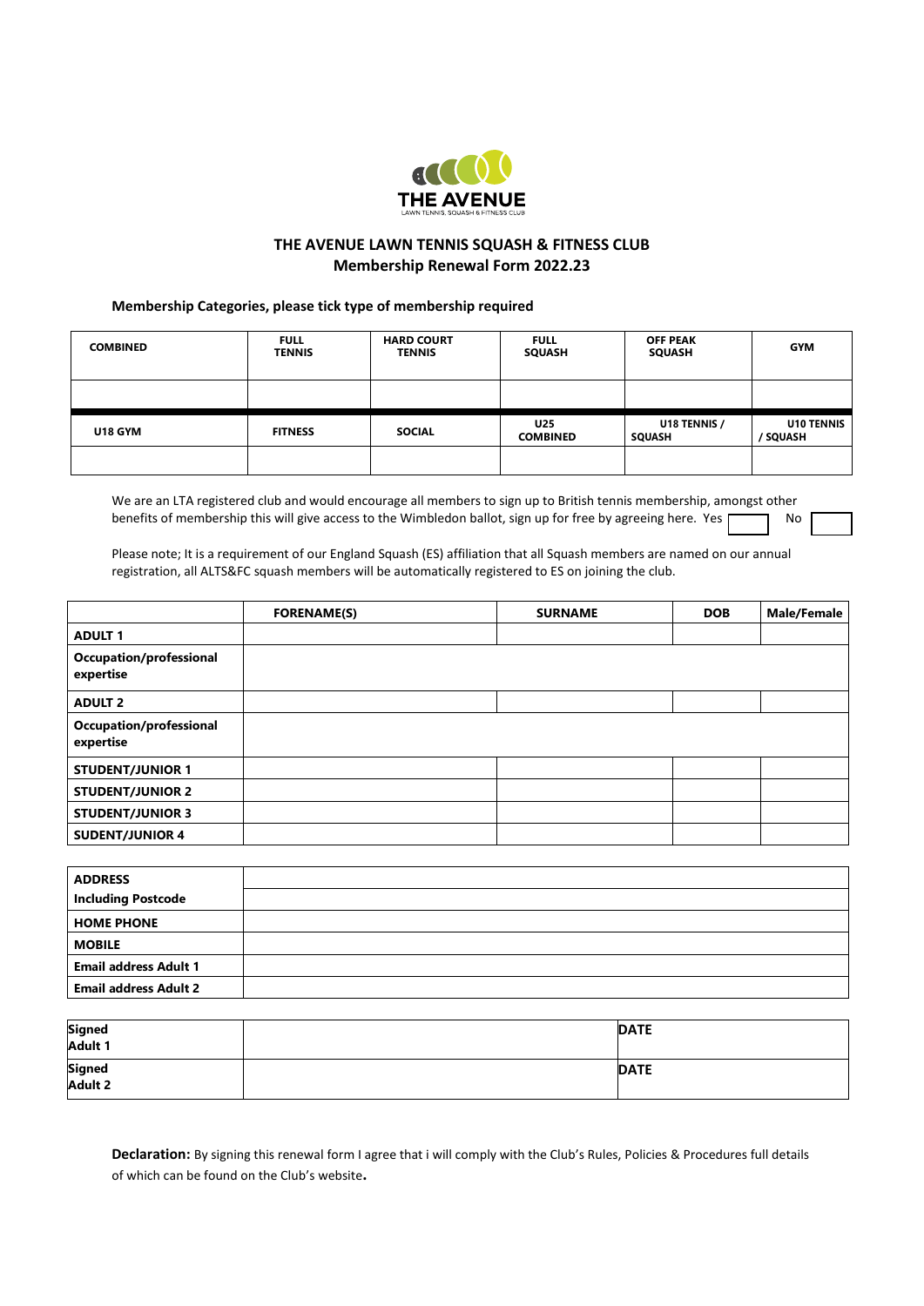THE AVENUE
LAWN TENNIS, SQUASH & FITNESS CLUB

## THE AVENUE LAWN TENNIS SQUASH & FITNESS CLUB
## Membership Renewal Form 2022.23

**Membership Categories, please tick type of membership required**

| COMBINED | FULL TENNIS | HARD COURT TENNIS | FULL SQUASH | OFF PEAK SQUASH | GYM |
|---|---|---|---|---|---|
| | | | | | |
| **U18 GYM** | **FITNESS** | **SOCIAL** | **U25 COMBINED** | **U18 TENNIS / SQUASH** | **U10 TENNIS / SQUASH** |
| | | | | | |

We are an LTA registered club and would encourage all members to sign up to British tennis membership, amongst other benefits of membership this will give access to the Wimbledon ballot, sign up for free by agreeing here. Yes ☐ No ☐

Please note; It is a requirement of our England Squash (ES) affiliation that all Squash members are named on our annual registration, all ALTS&FC squash members will be automatically registered to ES on joining the club.

| | FORENAME(S) | SURNAME | DOB | Male/Female |
|---|---|---|---|---|
| **ADULT 1** | | | | |
| **Occupation/professional expertise** | | | | |
| **ADULT 2** | | | | |
| **Occupation/professional expertise** | | | | |
| **STUDENT/JUNIOR 1** | | | | |
| **STUDENT/JUNIOR 2** | | | | |
| **STUDENT/JUNIOR 3** | | | | |
| **SUDENT/JUNIOR 4** | | | | |

| | |
|---|---|
| **ADDRESS** | |
| **Including Postcode** | |
| **HOME PHONE** | |
| **MOBILE** | |
| **Email address Adult 1** | |
| **Email address Adult 2** | |

| | | |
|---|---|---|
| **Signed Adult 1** | | **DATE** |
| **Signed Adult 2** | | **DATE** |

**Declaration:** By signing this renewal form I agree that i will comply with the Club's Rules, Policies & Procedures full details of which can be found on the Club's website**.**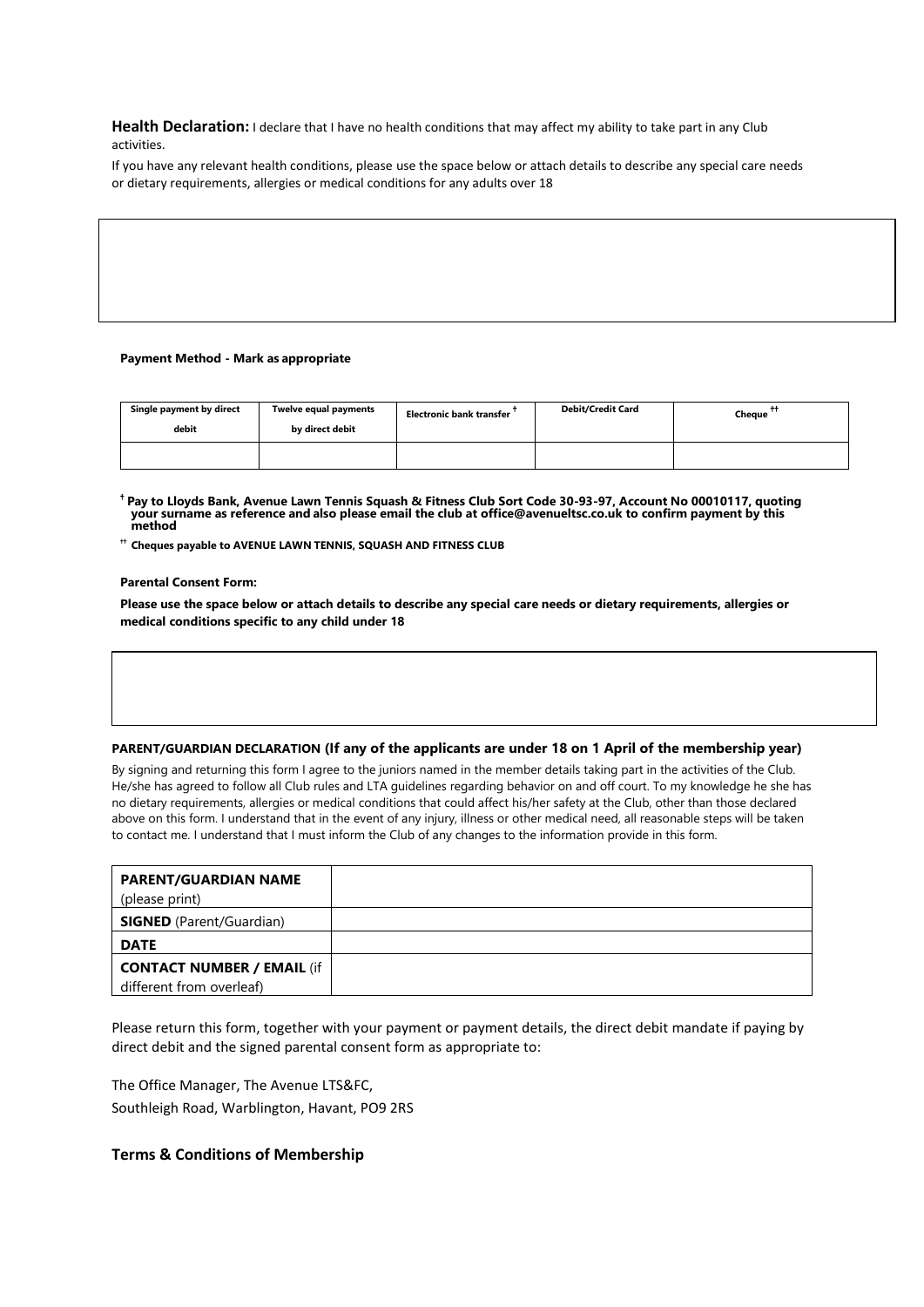**Health Declaration:** I declare that I have no health conditions that may affect my ability to take part in any Club activities.

If you have any relevant health conditions, please use the space below or attach details to describe any special care needs or dietary requirements, allergies or medical conditions for any adults over 18

**Payment Method - Mark as appropriate**

| Single payment by direct debit | Twelve equal payments by direct debit | Electronic bank transfer † | Debit/Credit Card | Cheque †† |
|---|---|---|---|---|
| | | | | |

**† Pay to Lloyds Bank, Avenue Lawn Tennis Squash & Fitness Club Sort Code 30-93-97, Account No 00010117, quoting your surname as reference and also please email the club at office@avenueltsc.co.uk to confirm payment by this method**

**†† Cheques payable to AVENUE LAWN TENNIS, SQUASH AND FITNESS CLUB**

**Parental Consent Form:**

**Please use the space below or attach details to describe any special care needs or dietary requirements, allergies or medical conditions specific to any child under 18**

**PARENT/GUARDIAN DECLARATION (If any of the applicants are under 18 on 1 April of the membership year)**

By signing and returning this form I agree to the juniors named in the member details taking part in the activities of the Club. He/she has agreed to follow all Club rules and LTA guidelines regarding behavior on and off court. To my knowledge he she has no dietary requirements, allergies or medical conditions that could affect his/her safety at the Club, other than those declared above on this form. I understand that in the event of any injury, illness or other medical need, all reasonable steps will be taken to contact me. I understand that I must inform the Club of any changes to the information provide in this form.

| | |
|---|---|
| **PARENT/GUARDIAN NAME** (please print) | |
| **SIGNED** (Parent/Guardian) | |
| **DATE** | |
| **CONTACT NUMBER / EMAIL** (if different from overleaf) | |

Please return this form, together with your payment or payment details, the direct debit mandate if paying by direct debit and the signed parental consent form as appropriate to:

The Office Manager, The Avenue LTS&FC,
Southleigh Road, Warblington, Havant, PO9 2RS

**Terms & Conditions of Membership**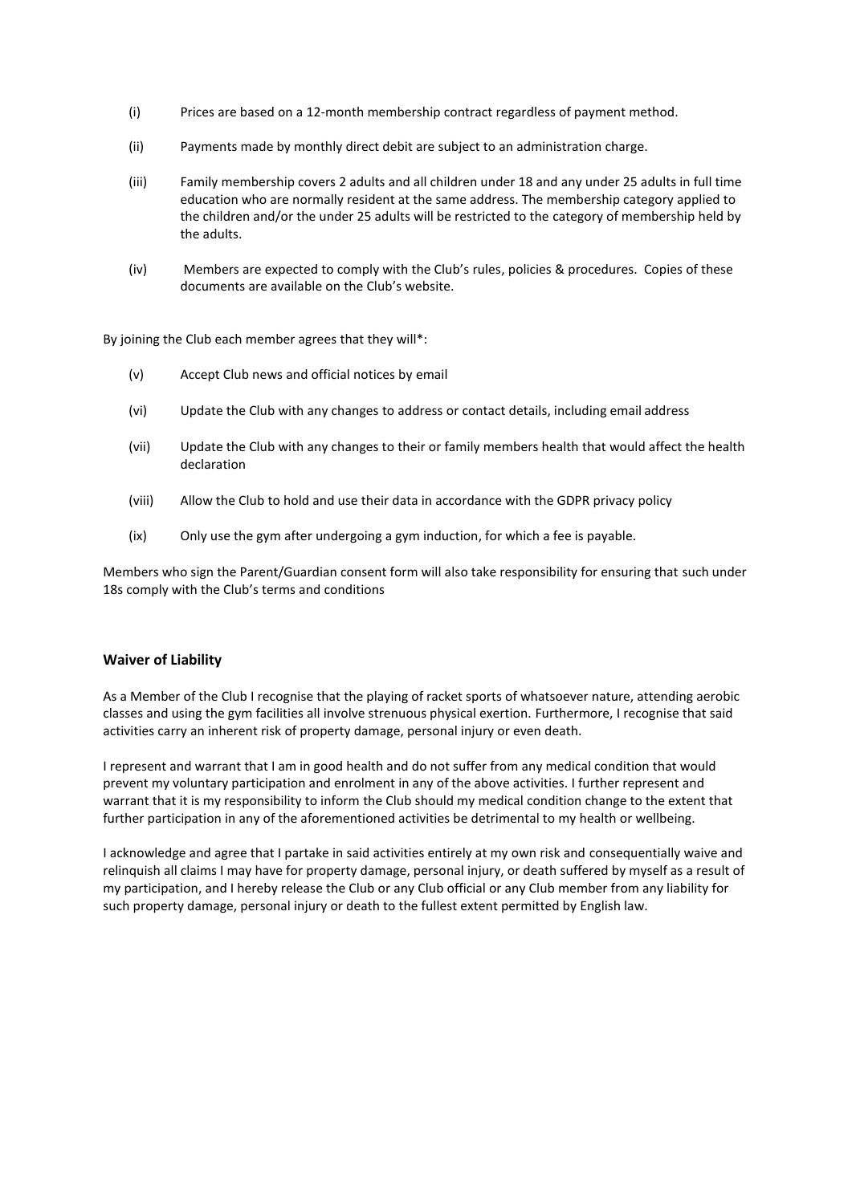(i) Prices are based on a 12-month membership contract regardless of payment method.

(ii) Payments made by monthly direct debit are subject to an administration charge.

(iii) Family membership covers 2 adults and all children under 18 and any under 25 adults in full time education who are normally resident at the same address. The membership category applied to the children and/or the under 25 adults will be restricted to the category of membership held by the adults.

(iv) Members are expected to comply with the Club's rules, policies & procedures. Copies of these documents are available on the Club's website.

By joining the Club each member agrees that they will*:

(v) Accept Club news and official notices by email

(vi) Update the Club with any changes to address or contact details, including email address

(vii) Update the Club with any changes to their or family members health that would affect the health declaration

(viii) Allow the Club to hold and use their data in accordance with the GDPR privacy policy

(ix) Only use the gym after undergoing a gym induction, for which a fee is payable.

Members who sign the Parent/Guardian consent form will also take responsibility for ensuring that such under 18s comply with the Club's terms and conditions

### Waiver of Liability

As a Member of the Club I recognise that the playing of racket sports of whatsoever nature, attending aerobic classes and using the gym facilities all involve strenuous physical exertion. Furthermore, I recognise that said activities carry an inherent risk of property damage, personal injury or even death.

I represent and warrant that I am in good health and do not suffer from any medical condition that would prevent my voluntary participation and enrolment in any of the above activities. I further represent and warrant that it is my responsibility to inform the Club should my medical condition change to the extent that further participation in any of the aforementioned activities be detrimental to my health or wellbeing.

I acknowledge and agree that I partake in said activities entirely at my own risk and consequentially waive and relinquish all claims I may have for property damage, personal injury, or death suffered by myself as a result of my participation, and I hereby release the Club or any Club official or any Club member from any liability for such property damage, personal injury or death to the fullest extent permitted by English law.